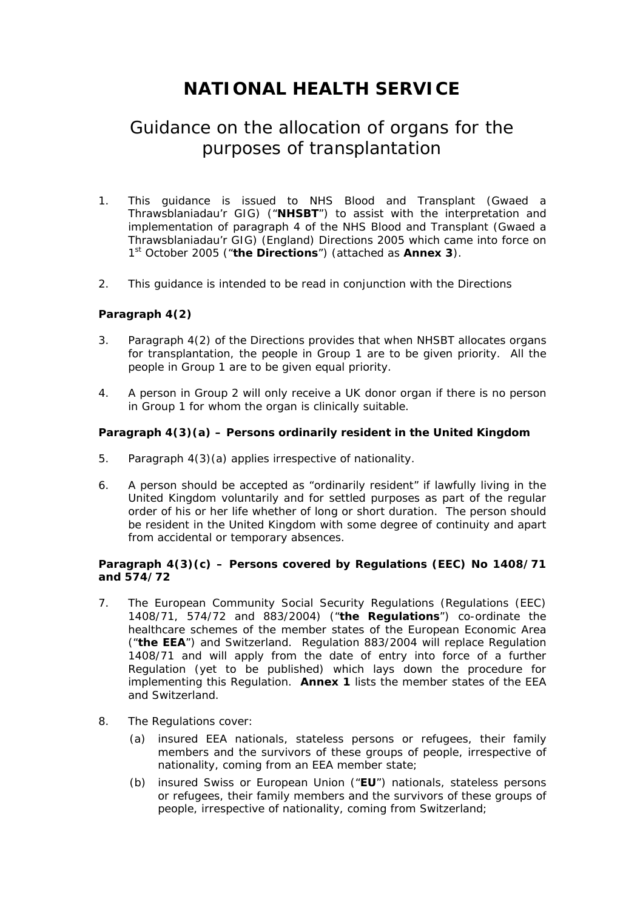# NATIONAL HEALTH SERVICE

## Guidance on the allocation of organs for the purposes of transplantation

1. This guidance is issued to NHS Blood and Transplant (Gwaed a Thrawsblaniadau'r GIG) ("**NHSBT**") to assist with the interpretation and implementation of paragraph 4 of the NHS Blood and Transplant (Gwaed a Thrawsblaniadau'r GIG) (England) Directions 2005 which came into force on 1st October 2005 ("**the Directions**") (attached as **Annex 3**).

2. This guidance is intended to be read in conjunction with the Directions

**Paragraph 4(2)**

3. Paragraph 4(2) of the Directions provides that when NHSBT allocates organs for transplantation, the people in Group 1 are to be given priority. All the people in Group 1 are to be given equal priority.

4. A person in Group 2 will only receive a UK donor organ if there is no person in Group 1 for whom the organ is clinically suitable.

**Paragraph 4(3)(a) – Persons ordinarily resident in the United Kingdom**

5. Paragraph 4(3)(a) applies irrespective of nationality.

6. A person should be accepted as "ordinarily resident" if lawfully living in the United Kingdom voluntarily and for settled purposes as part of the regular order of his or her life whether of long or short duration. The person should be resident in the United Kingdom with some degree of continuity and apart from accidental or temporary absences.

**Paragraph 4(3)(c) – Persons covered by Regulations (EEC) No 1408/71 and 574/72**

7. The European Community Social Security Regulations (Regulations (EEC) 1408/71, 574/72 and 883/2004) ("**the Regulations**") co-ordinate the healthcare schemes of the member states of the European Economic Area ("**the EEA**") and Switzerland. Regulation 883/2004 will replace Regulation 1408/71 and will apply from the date of entry into force of a further Regulation (yet to be published) which lays down the procedure for implementing this Regulation. **Annex 1** lists the member states of the EEA and Switzerland.

8. The Regulations cover:

   (a) insured EEA nationals, stateless persons or refugees, their family members and the survivors of these groups of people, irrespective of nationality, coming from an EEA member state;

   (b) insured Swiss or European Union ("**EU**") nationals, stateless persons or refugees, their family members and the survivors of these groups of people, irrespective of nationality, coming from Switzerland;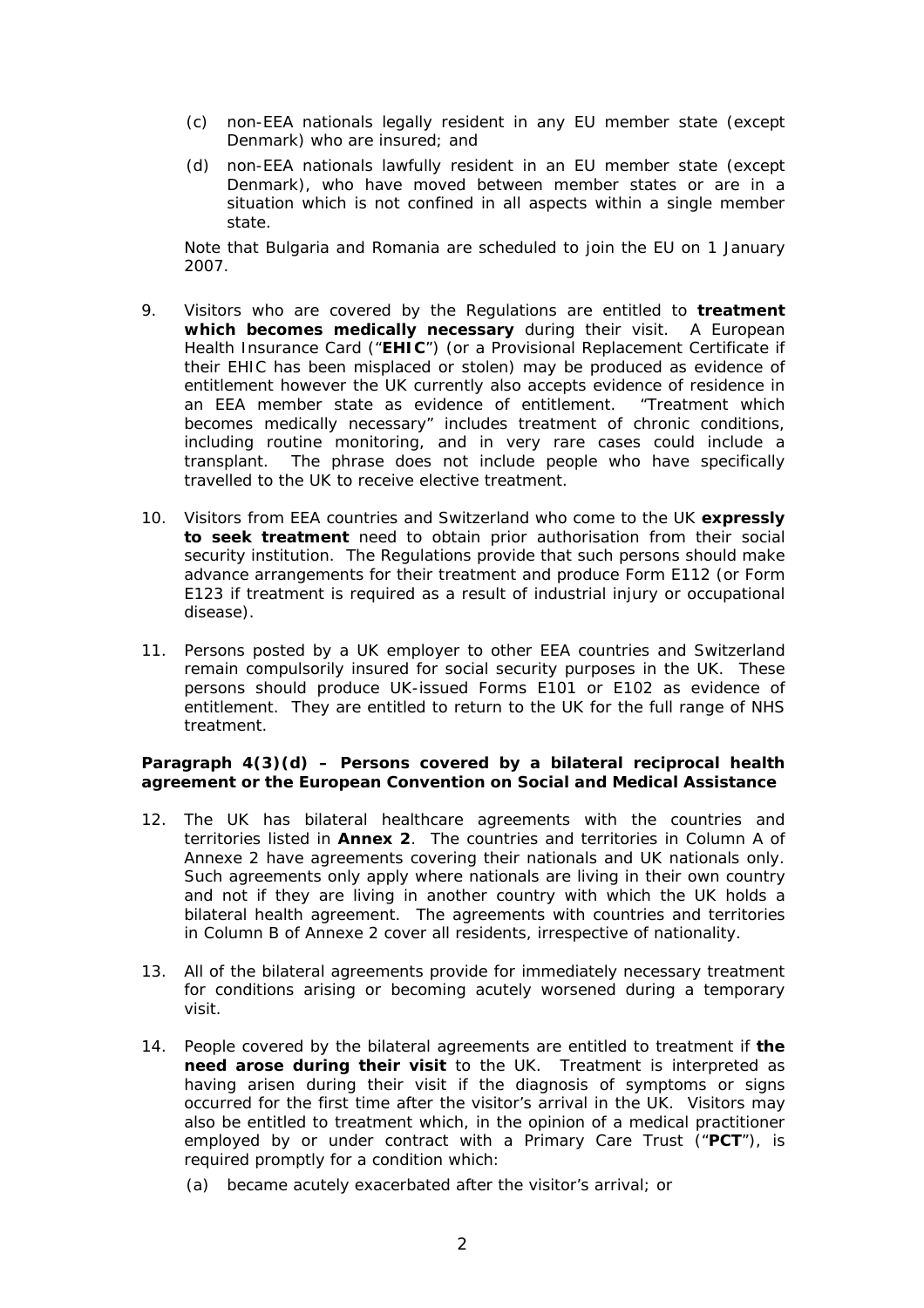(c) non-EEA nationals legally resident in any EU member state (except Denmark) who are insured; and

(d) non-EEA nationals lawfully resident in an EU member state (except Denmark), who have moved between member states or are in a situation which is not confined in all aspects within a single member state.

Note that Bulgaria and Romania are scheduled to join the EU on 1 January 2007.

9. Visitors who are covered by the Regulations are entitled to **treatment which becomes medically necessary** during their visit. A European Health Insurance Card ("**EHIC**") (or a Provisional Replacement Certificate if their EHIC has been misplaced or stolen) may be produced as evidence of entitlement however the UK currently also accepts evidence of residence in an EEA member state as evidence of entitlement. "Treatment which becomes medically necessary" includes treatment of chronic conditions, including routine monitoring, and in very rare cases could include a transplant. The phrase does not include people who have specifically travelled to the UK to receive elective treatment.

10. Visitors from EEA countries and Switzerland who come to the UK **expressly to seek treatment** need to obtain prior authorisation from their social security institution. The Regulations provide that such persons should make advance arrangements for their treatment and produce Form E112 (or Form E123 if treatment is required as a result of industrial injury or occupational disease).

11. Persons posted by a UK employer to other EEA countries and Switzerland remain compulsorily insured for social security purposes in the UK. These persons should produce UK-issued Forms E101 or E102 as evidence of entitlement. They are entitled to return to the UK for the full range of NHS treatment.

**Paragraph 4(3)(d) – Persons covered by a bilateral reciprocal health agreement or the European Convention on Social and Medical Assistance**

12. The UK has bilateral healthcare agreements with the countries and territories listed in **Annex 2**. The countries and territories in Column A of Annexe 2 have agreements covering their nationals and UK nationals only. Such agreements only apply where nationals are living in their own country and not if they are living in another country with which the UK holds a bilateral health agreement. The agreements with countries and territories in Column B of Annexe 2 cover all residents, irrespective of nationality.

13. All of the bilateral agreements provide for immediately necessary treatment for conditions arising or becoming acutely worsened during a temporary visit.

14. People covered by the bilateral agreements are entitled to treatment if **the need arose during their visit** to the UK. Treatment is interpreted as having arisen during their visit if the diagnosis of symptoms or signs occurred for the first time after the visitor's arrival in the UK. Visitors may also be entitled to treatment which, in the opinion of a medical practitioner employed by or under contract with a Primary Care Trust ("**PCT**"), is required promptly for a condition which:

(a) became acutely exacerbated after the visitor's arrival; or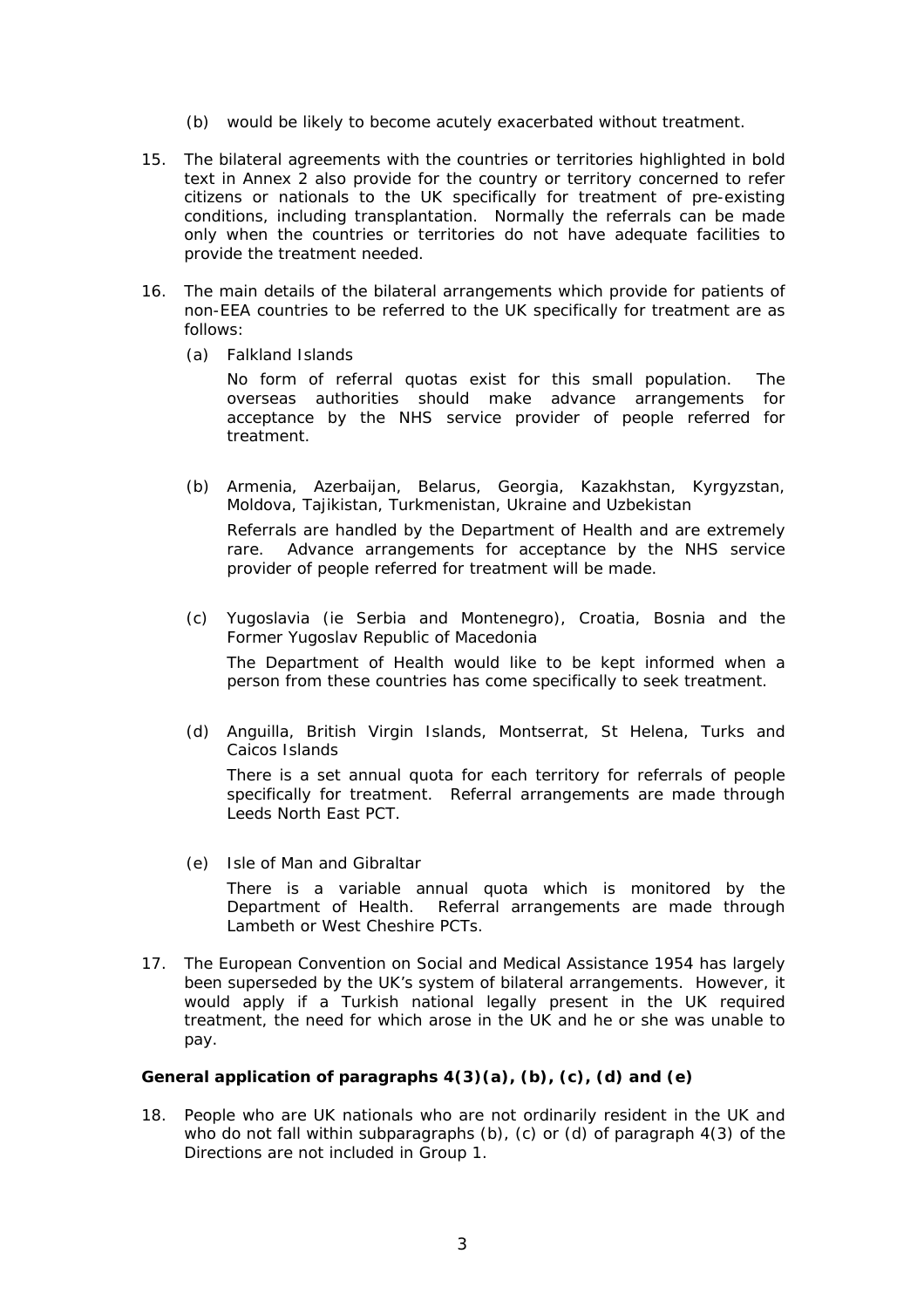(b) would be likely to become acutely exacerbated without treatment.

15. The bilateral agreements with the countries or territories highlighted in bold text in Annex 2 also provide for the country or territory concerned to refer citizens or nationals to the UK specifically for treatment of pre-existing conditions, including transplantation. Normally the referrals can be made only when the countries or territories do not have adequate facilities to provide the treatment needed.

16. The main details of the bilateral arrangements which provide for patients of non-EEA countries to be referred to the UK specifically for treatment are as follows:

   (a) Falkland Islands

   No form of referral quotas exist for this small population. The overseas authorities should make advance arrangements for acceptance by the NHS service provider of people referred for treatment.

   (b) Armenia, Azerbaijan, Belarus, Georgia, Kazakhstan, Kyrgyzstan, Moldova, Tajikistan, Turkmenistan, Ukraine and Uzbekistan

   Referrals are handled by the Department of Health and are extremely rare. Advance arrangements for acceptance by the NHS service provider of people referred for treatment will be made.

   (c) Yugoslavia (ie Serbia and Montenegro), Croatia, Bosnia and the Former Yugoslav Republic of Macedonia

   The Department of Health would like to be kept informed when a person from these countries has come specifically to seek treatment.

   (d) Anguilla, British Virgin Islands, Montserrat, St Helena, Turks and Caicos Islands

   There is a set annual quota for each territory for referrals of people specifically for treatment. Referral arrangements are made through Leeds North East PCT.

   (e) Isle of Man and Gibraltar

   There is a variable annual quota which is monitored by the Department of Health. Referral arrangements are made through Lambeth or West Cheshire PCTs.

17. The European Convention on Social and Medical Assistance 1954 has largely been superseded by the UK's system of bilateral arrangements. However, it would apply if a Turkish national legally present in the UK required treatment, the need for which arose in the UK and he or she was unable to pay.

**General application of paragraphs 4(3)(a), (b), (c), (d) and (e)**

18. People who are UK nationals who are not ordinarily resident in the UK and who do not fall within subparagraphs (b), (c) or (d) of paragraph 4(3) of the Directions are not included in Group 1.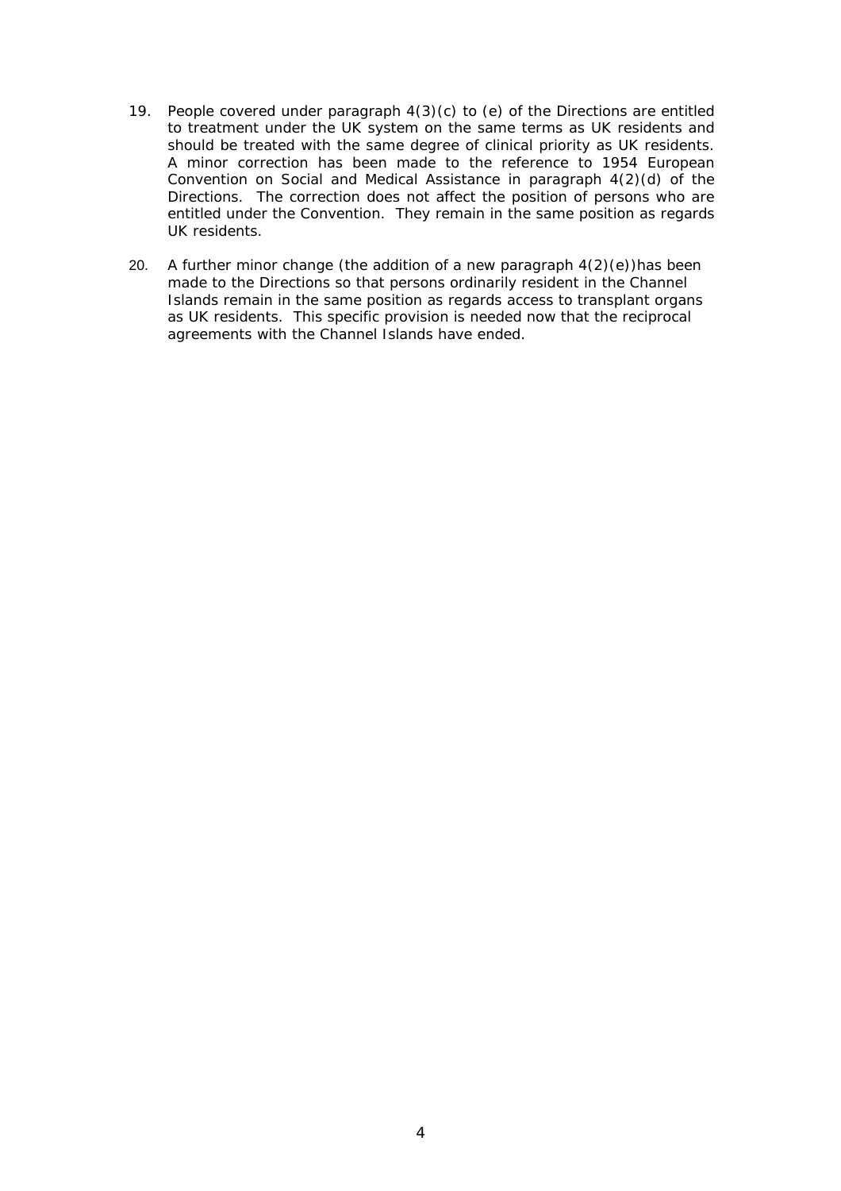19. People covered under paragraph 4(3)(c) to (e) of the Directions are entitled to treatment under the UK system on the same terms as UK residents and should be treated with the same degree of clinical priority as UK residents. A minor correction has been made to the reference to 1954 European Convention on Social and Medical Assistance in paragraph 4(2)(d) of the Directions. The correction does not affect the position of persons who are entitled under the Convention. They remain in the same position as regards UK residents.

20. A further minor change (the addition of a new paragraph 4(2)(e))has been made to the Directions so that persons ordinarily resident in the Channel Islands remain in the same position as regards access to transplant organs as UK residents. This specific provision is needed now that the reciprocal agreements with the Channel Islands have ended.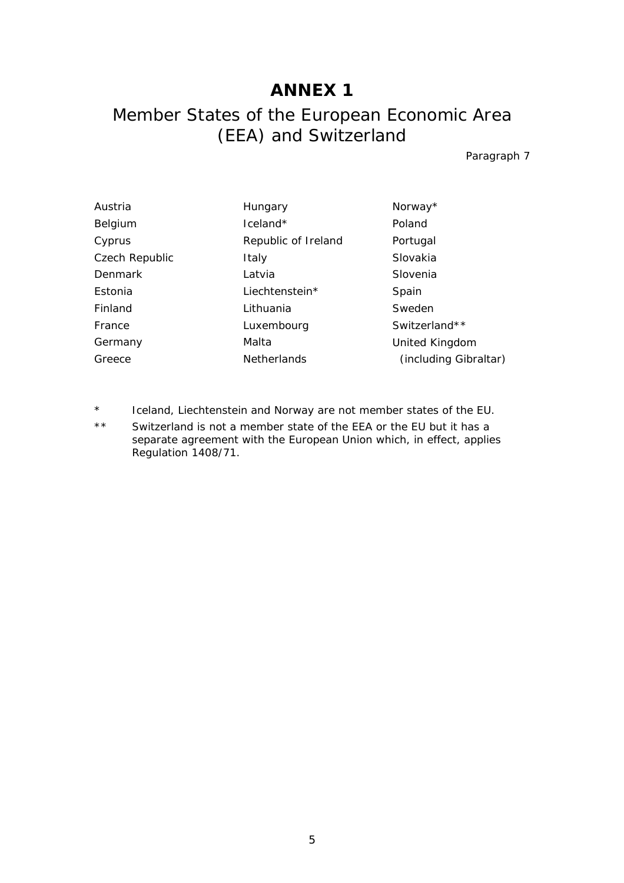# ANNEX 1

## Member States of the European Economic Area (EEA) and Switzerland

Paragraph 7

| | | |
|---|---|---|
| Austria | Hungary | Norway* |
| Belgium | Iceland* | Poland |
| Cyprus | Republic of Ireland | Portugal |
| Czech Republic | Italy | Slovakia |
| Denmark | Latvia | Slovenia |
| Estonia | Liechtenstein* | Spain |
| Finland | Lithuania | Sweden |
| France | Luxembourg | Switzerland** |
| Germany | Malta | United Kingdom |
| Greece | Netherlands | (including Gibraltar) |

\* Iceland, Liechtenstein and Norway are not member states of the EU.

\** Switzerland is not a member state of the EEA or the EU but it has a separate agreement with the European Union which, in effect, applies Regulation 1408/71.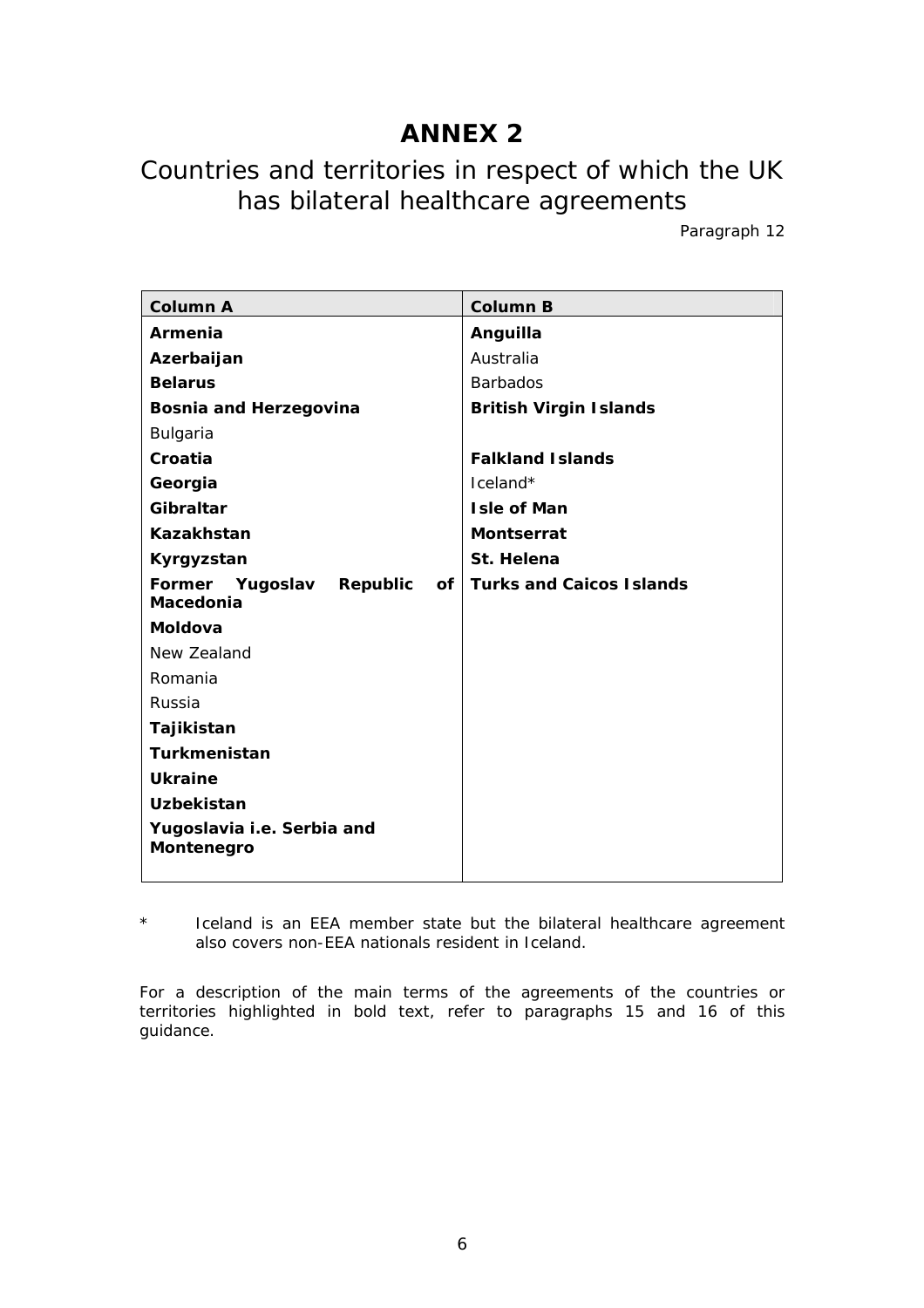# ANNEX 2

## Countries and territories in respect of which the UK has bilateral healthcare agreements

Paragraph 12

| Column A | Column B |
|---|---|
| **Armenia** | **Anguilla** |
| **Azerbaijan** | Australia |
| **Belarus** | Barbados |
| **Bosnia and Herzegovina** | **British Virgin Islands** |
| Bulgaria | |
| **Croatia** | **Falkland Islands** |
| **Georgia** | Iceland* |
| **Gibraltar** | **Isle of Man** |
| **Kazakhstan** | **Montserrat** |
| **Kyrgyzstan** | **St. Helena** |
| **Former Yugoslav Republic of Macedonia** | **Turks and Caicos Islands** |
| **Moldova** | |
| New Zealand | |
| Romania | |
| Russia | |
| **Tajikistan** | |
| **Turkmenistan** | |
| **Ukraine** | |
| **Uzbekistan** | |
| **Yugoslavia i.e. Serbia and Montenegro** | |

\* Iceland is an EEA member state but the bilateral healthcare agreement also covers non-EEA nationals resident in Iceland.

For a description of the main terms of the agreements of the countries or territories highlighted in bold text, refer to paragraphs 15 and 16 of this guidance.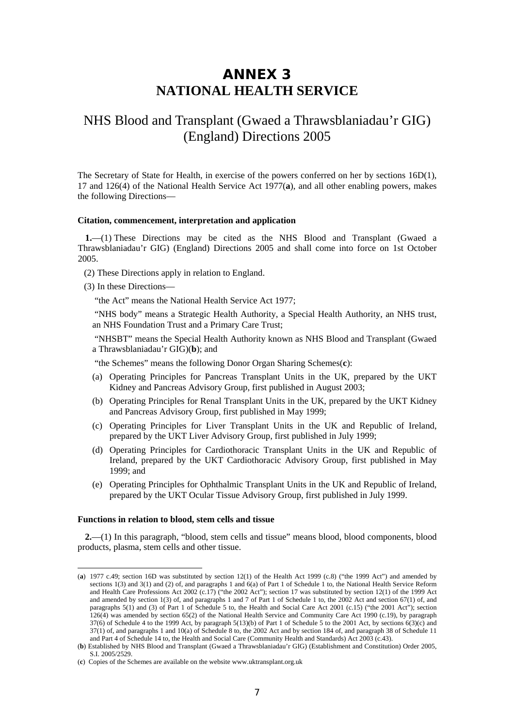# ANNEX 3
# NATIONAL HEALTH SERVICE

## NHS Blood and Transplant (Gwaed a Thrawsblaniadau'r GIG) (England) Directions 2005

The Secretary of State for Health, in exercise of the powers conferred on her by sections 16D(1), 17 and 126(4) of the National Health Service Act 1977(**a**), and all other enabling powers, makes the following Directions—

**Citation, commencement, interpretation and application**

**1.**—(1) These Directions may be cited as the NHS Blood and Transplant (Gwaed a Thrawsblaniadau'r GIG) (England) Directions 2005 and shall come into force on 1st October 2005.

(2) These Directions apply in relation to England.

(3) In these Directions—

"the Act" means the National Health Service Act 1977;

"NHS body" means a Strategic Health Authority, a Special Health Authority, an NHS trust, an NHS Foundation Trust and a Primary Care Trust;

"NHSBT" means the Special Health Authority known as NHS Blood and Transplant (Gwaed a Thrawsblaniadau'r GIG)(**b**); and

"the Schemes" means the following Donor Organ Sharing Schemes(**c**):

(a) Operating Principles for Pancreas Transplant Units in the UK, prepared by the UKT Kidney and Pancreas Advisory Group, first published in August 2003;

(b) Operating Principles for Renal Transplant Units in the UK, prepared by the UKT Kidney and Pancreas Advisory Group, first published in May 1999;

(c) Operating Principles for Liver Transplant Units in the UK and Republic of Ireland, prepared by the UKT Liver Advisory Group, first published in July 1999;

(d) Operating Principles for Cardiothoracic Transplant Units in the UK and Republic of Ireland, prepared by the UKT Cardiothoracic Advisory Group, first published in May 1999; and

(e) Operating Principles for Ophthalmic Transplant Units in the UK and Republic of Ireland, prepared by the UKT Ocular Tissue Advisory Group, first published in July 1999.

**Functions in relation to blood, stem cells and tissue**

**2.**—(1) In this paragraph, "blood, stem cells and tissue" means blood, blood components, blood products, plasma, stem cells and other tissue.

---

(**a**) 1977 c.49; section 16D was substituted by section 12(1) of the Health Act 1999 (c.8) ("the 1999 Act") and amended by sections 1(3) and 3(1) and (2) of, and paragraphs 1 and 6(a) of Part 1 of Schedule 1 to, the National Health Service Reform and Health Care Professions Act 2002 (c.17) ("the 2002 Act"); section 17 was substituted by section 12(1) of the 1999 Act and amended by section 1(3) of, and paragraphs 1 and 7 of Part 1 of Schedule 1 to, the 2002 Act and section 67(1) of, and paragraphs 5(1) and (3) of Part 1 of Schedule 5 to, the Health and Social Care Act 2001 (c.15) ("the 2001 Act"); section 126(4) was amended by section 65(2) of the National Health Service and Community Care Act 1990 (c.19), by paragraph 37(6) of Schedule 4 to the 1999 Act, by paragraph 5(13)(b) of Part 1 of Schedule 5 to the 2001 Act, by sections 6(3)(c) and 37(1) of, and paragraphs 1 and 10(a) of Schedule 8 to, the 2002 Act and by section 184 of, and paragraph 38 of Schedule 11 and Part 4 of Schedule 14 to, the Health and Social Care (Community Health and Standards) Act 2003 (c.43).

(**b**) Established by NHS Blood and Transplant (Gwaed a Thrawsblaniadau'r GIG) (Establishment and Constitution) Order 2005, S.I. 2005/2529.

(**c**) Copies of the Schemes are available on the website www.uktransplant.org.uk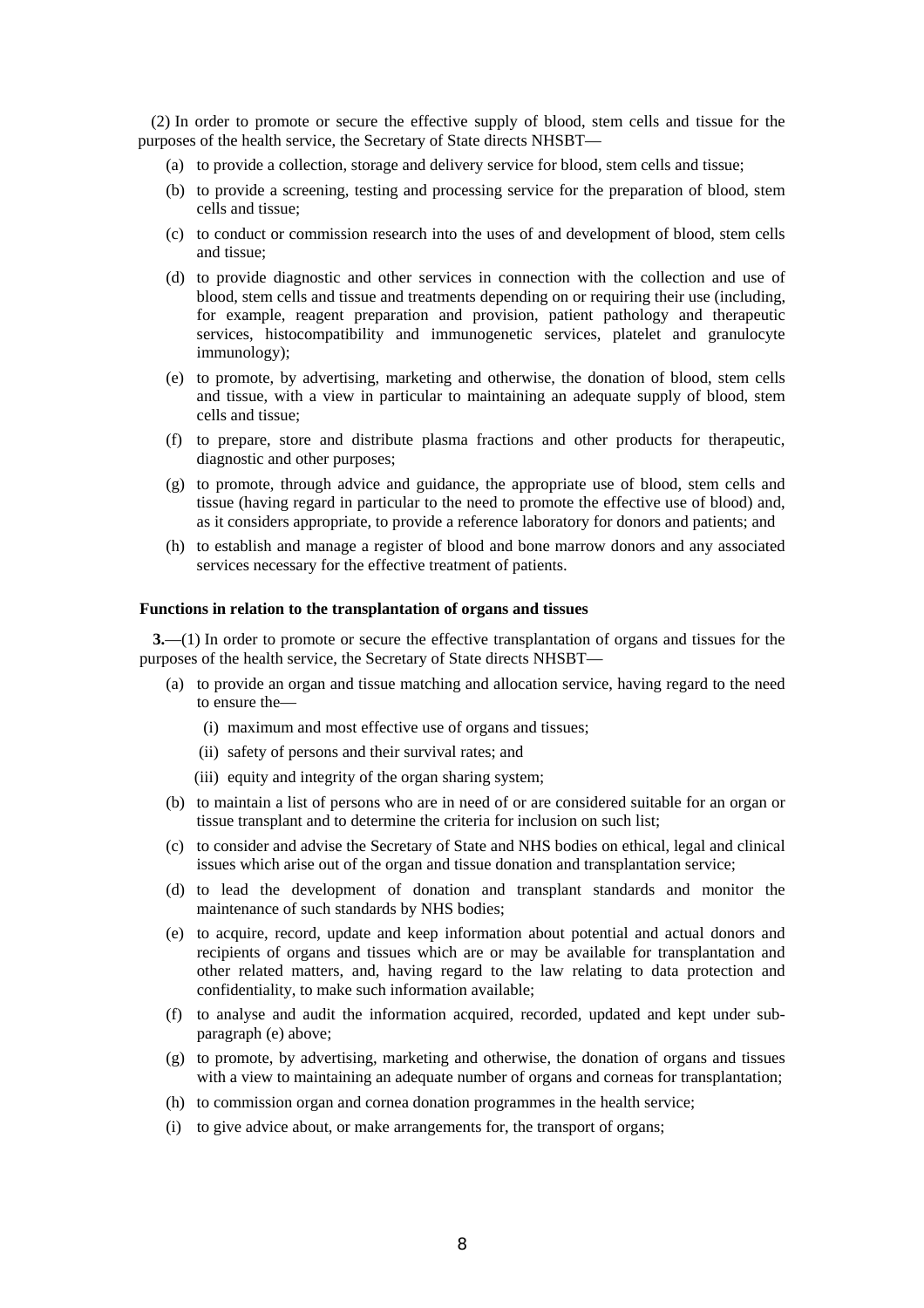(2) In order to promote or secure the effective supply of blood, stem cells and tissue for the purposes of the health service, the Secretary of State directs NHSBT—

- (a) to provide a collection, storage and delivery service for blood, stem cells and tissue;
- (b) to provide a screening, testing and processing service for the preparation of blood, stem cells and tissue;
- (c) to conduct or commission research into the uses of and development of blood, stem cells and tissue;
- (d) to provide diagnostic and other services in connection with the collection and use of blood, stem cells and tissue and treatments depending on or requiring their use (including, for example, reagent preparation and provision, patient pathology and therapeutic services, histocompatibility and immunogenetic services, platelet and granulocyte immunology);
- (e) to promote, by advertising, marketing and otherwise, the donation of blood, stem cells and tissue, with a view in particular to maintaining an adequate supply of blood, stem cells and tissue;
- (f) to prepare, store and distribute plasma fractions and other products for therapeutic, diagnostic and other purposes;
- (g) to promote, through advice and guidance, the appropriate use of blood, stem cells and tissue (having regard in particular to the need to promote the effective use of blood) and, as it considers appropriate, to provide a reference laboratory for donors and patients; and
- (h) to establish and manage a register of blood and bone marrow donors and any associated services necessary for the effective treatment of patients.

**Functions in relation to the transplantation of organs and tissues**

**3.**—(1) In order to promote or secure the effective transplantation of organs and tissues for the purposes of the health service, the Secretary of State directs NHSBT—

- (a) to provide an organ and tissue matching and allocation service, having regard to the need to ensure the—
  - (i) maximum and most effective use of organs and tissues;
  - (ii) safety of persons and their survival rates; and
  - (iii) equity and integrity of the organ sharing system;
- (b) to maintain a list of persons who are in need of or are considered suitable for an organ or tissue transplant and to determine the criteria for inclusion on such list;
- (c) to consider and advise the Secretary of State and NHS bodies on ethical, legal and clinical issues which arise out of the organ and tissue donation and transplantation service;
- (d) to lead the development of donation and transplant standards and monitor the maintenance of such standards by NHS bodies;
- (e) to acquire, record, update and keep information about potential and actual donors and recipients of organs and tissues which are or may be available for transplantation and other related matters, and, having regard to the law relating to data protection and confidentiality, to make such information available;
- (f) to analyse and audit the information acquired, recorded, updated and kept under sub-paragraph (e) above;
- (g) to promote, by advertising, marketing and otherwise, the donation of organs and tissues with a view to maintaining an adequate number of organs and corneas for transplantation;
- (h) to commission organ and cornea donation programmes in the health service;
- (i) to give advice about, or make arrangements for, the transport of organs;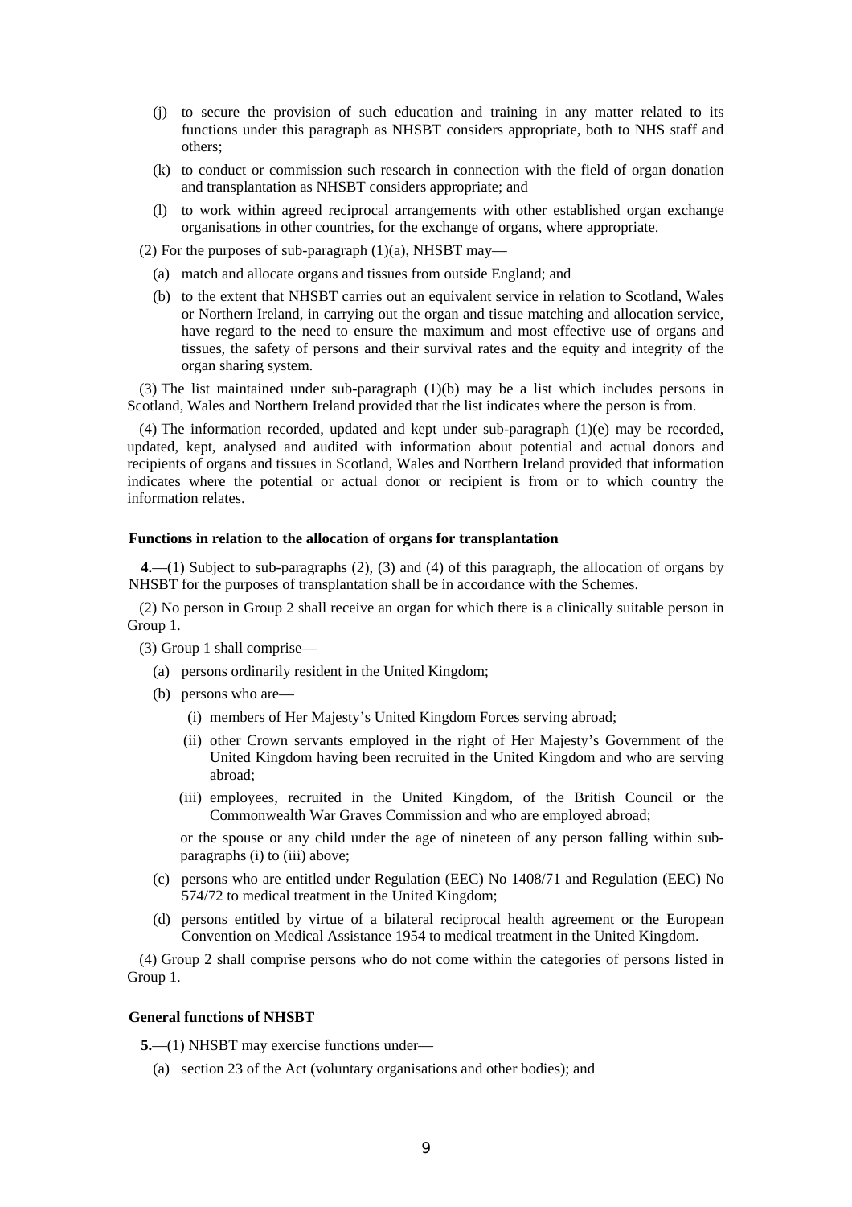(j) to secure the provision of such education and training in any matter related to its functions under this paragraph as NHSBT considers appropriate, both to NHS staff and others;

(k) to conduct or commission such research in connection with the field of organ donation and transplantation as NHSBT considers appropriate; and

(l) to work within agreed reciprocal arrangements with other established organ exchange organisations in other countries, for the exchange of organs, where appropriate.

(2) For the purposes of sub-paragraph (1)(a), NHSBT may—

(a) match and allocate organs and tissues from outside England; and

(b) to the extent that NHSBT carries out an equivalent service in relation to Scotland, Wales or Northern Ireland, in carrying out the organ and tissue matching and allocation service, have regard to the need to ensure the maximum and most effective use of organs and tissues, the safety of persons and their survival rates and the equity and integrity of the organ sharing system.

(3) The list maintained under sub-paragraph (1)(b) may be a list which includes persons in Scotland, Wales and Northern Ireland provided that the list indicates where the person is from.

(4) The information recorded, updated and kept under sub-paragraph (1)(e) may be recorded, updated, kept, analysed and audited with information about potential and actual donors and recipients of organs and tissues in Scotland, Wales and Northern Ireland provided that information indicates where the potential or actual donor or recipient is from or to which country the information relates.

**Functions in relation to the allocation of organs for transplantation**

**4.**—(1) Subject to sub-paragraphs (2), (3) and (4) of this paragraph, the allocation of organs by NHSBT for the purposes of transplantation shall be in accordance with the Schemes.

(2) No person in Group 2 shall receive an organ for which there is a clinically suitable person in Group 1.

(3) Group 1 shall comprise—

(a) persons ordinarily resident in the United Kingdom;

(b) persons who are—

(i) members of Her Majesty's United Kingdom Forces serving abroad;

(ii) other Crown servants employed in the right of Her Majesty's Government of the United Kingdom having been recruited in the United Kingdom and who are serving abroad;

(iii) employees, recruited in the United Kingdom, of the British Council or the Commonwealth War Graves Commission and who are employed abroad;

or the spouse or any child under the age of nineteen of any person falling within sub-paragraphs (i) to (iii) above;

(c) persons who are entitled under Regulation (EEC) No 1408/71 and Regulation (EEC) No 574/72 to medical treatment in the United Kingdom;

(d) persons entitled by virtue of a bilateral reciprocal health agreement or the European Convention on Medical Assistance 1954 to medical treatment in the United Kingdom.

(4) Group 2 shall comprise persons who do not come within the categories of persons listed in Group 1.

**General functions of NHSBT**

**5.**—(1) NHSBT may exercise functions under—

(a) section 23 of the Act (voluntary organisations and other bodies); and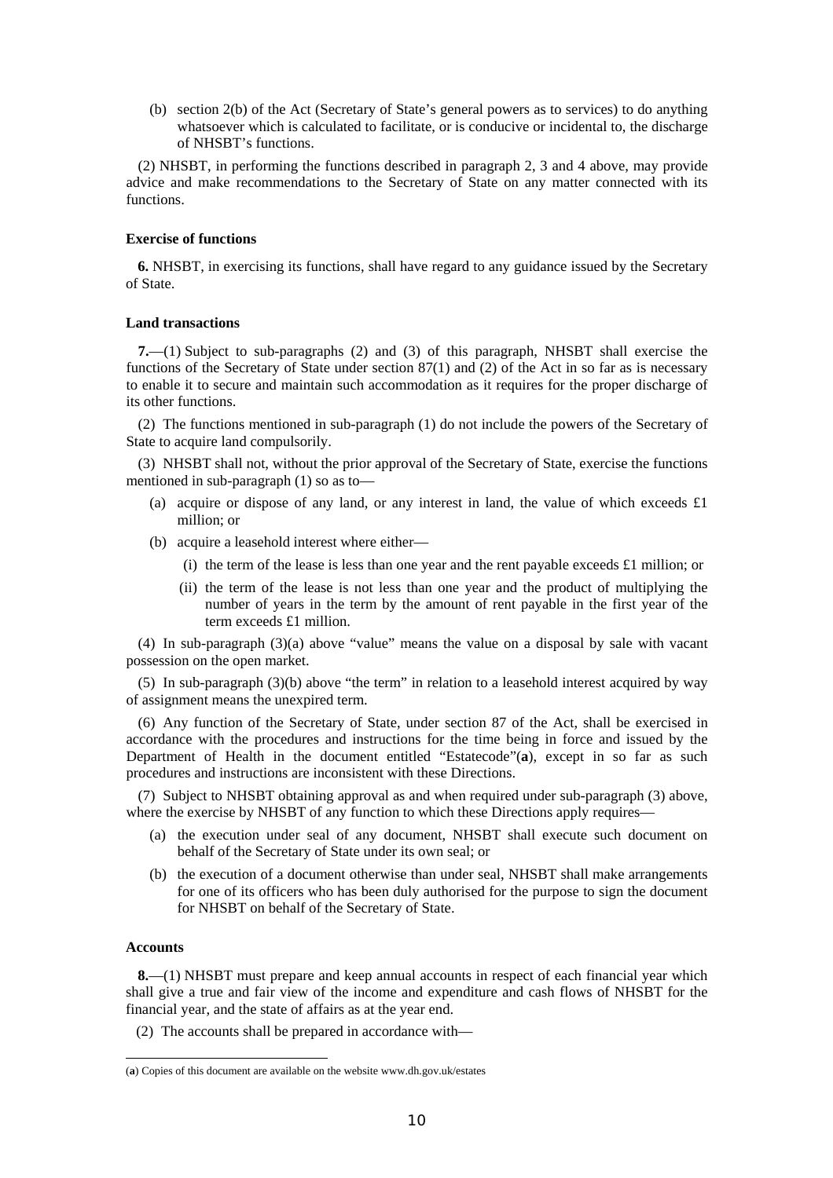(b) section 2(b) of the Act (Secretary of State's general powers as to services) to do anything whatsoever which is calculated to facilitate, or is conducive or incidental to, the discharge of NHSBT's functions.

(2) NHSBT, in performing the functions described in paragraph 2, 3 and 4 above, may provide advice and make recommendations to the Secretary of State on any matter connected with its functions.

**Exercise of functions**

**6.** NHSBT, in exercising its functions, shall have regard to any guidance issued by the Secretary of State.

**Land transactions**

**7.**—(1) Subject to sub-paragraphs (2) and (3) of this paragraph, NHSBT shall exercise the functions of the Secretary of State under section 87(1) and (2) of the Act in so far as is necessary to enable it to secure and maintain such accommodation as it requires for the proper discharge of its other functions.

(2) The functions mentioned in sub-paragraph (1) do not include the powers of the Secretary of State to acquire land compulsorily.

(3) NHSBT shall not, without the prior approval of the Secretary of State, exercise the functions mentioned in sub-paragraph (1) so as to—

(a) acquire or dispose of any land, or any interest in land, the value of which exceeds £1 million; or

(b) acquire a leasehold interest where either—

(i) the term of the lease is less than one year and the rent payable exceeds £1 million; or

(ii) the term of the lease is not less than one year and the product of multiplying the number of years in the term by the amount of rent payable in the first year of the term exceeds £1 million.

(4) In sub-paragraph (3)(a) above "value" means the value on a disposal by sale with vacant possession on the open market.

(5) In sub-paragraph (3)(b) above "the term" in relation to a leasehold interest acquired by way of assignment means the unexpired term.

(6) Any function of the Secretary of State, under section 87 of the Act, shall be exercised in accordance with the procedures and instructions for the time being in force and issued by the Department of Health in the document entitled "Estatecode"([a]), except in so far as such procedures and instructions are inconsistent with these Directions.

(7) Subject to NHSBT obtaining approval as and when required under sub-paragraph (3) above, where the exercise by NHSBT of any function to which these Directions apply requires—

(a) the execution under seal of any document, NHSBT shall execute such document on behalf of the Secretary of State under its own seal; or

(b) the execution of a document otherwise than under seal, NHSBT shall make arrangements for one of its officers who has been duly authorised for the purpose to sign the document for NHSBT on behalf of the Secretary of State.

**Accounts**

**8.**—(1) NHSBT must prepare and keep annual accounts in respect of each financial year which shall give a true and fair view of the income and expenditure and cash flows of NHSBT for the financial year, and the state of affairs as at the year end.

(2) The accounts shall be prepared in accordance with—

---

([a]) Copies of this document are available on the website www.dh.gov.uk/estates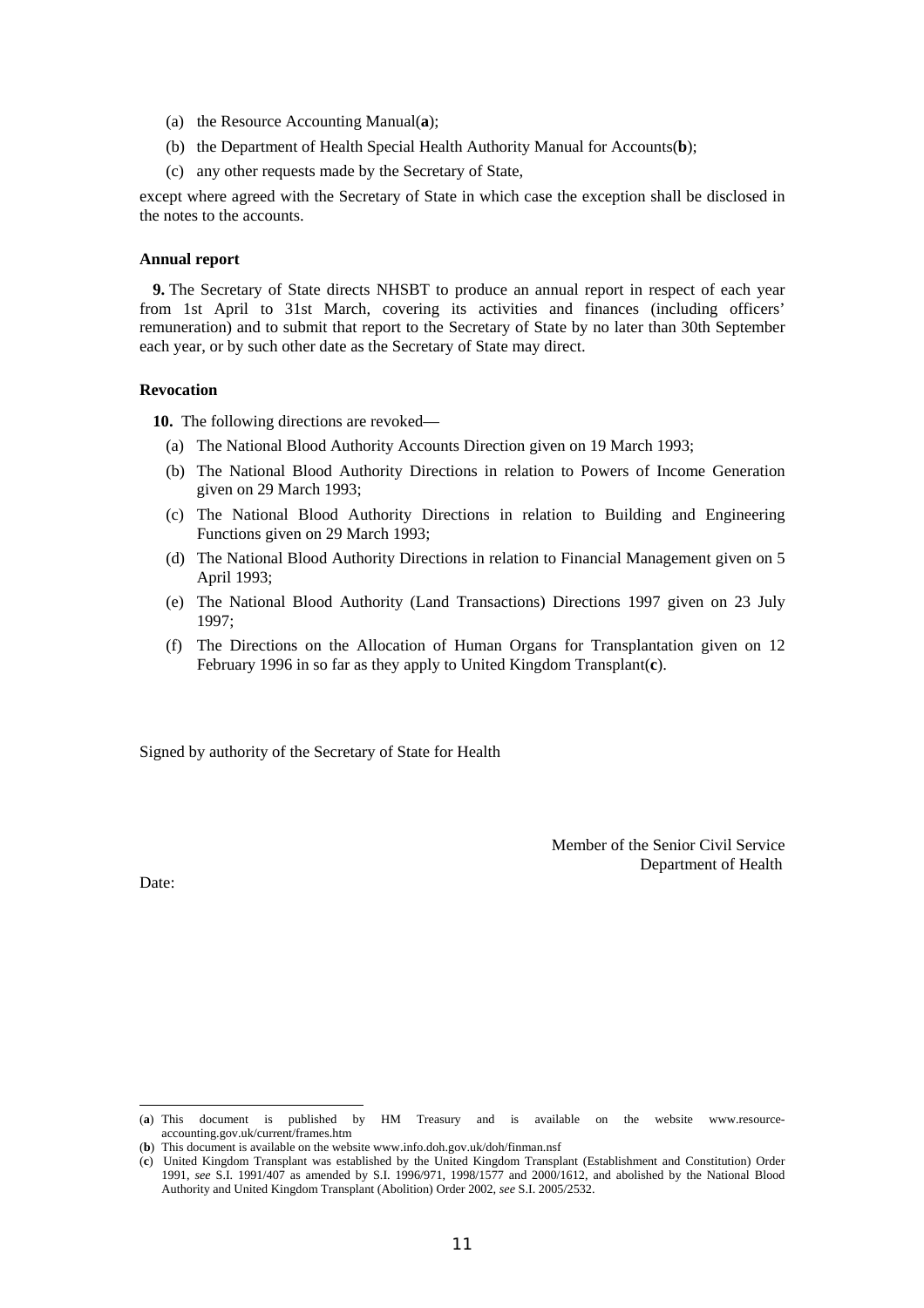(a) the Resource Accounting Manual([a]);

(b) the Department of Health Special Health Authority Manual for Accounts([b]);

(c) any other requests made by the Secretary of State,

except where agreed with the Secretary of State in which case the exception shall be disclosed in the notes to the accounts.

**Annual report**

**9.** The Secretary of State directs NHSBT to produce an annual report in respect of each year from 1st April to 31st March, covering its activities and finances (including officers' remuneration) and to submit that report to the Secretary of State by no later than 30th September each year, or by such other date as the Secretary of State may direct.

**Revocation**

**10.** The following directions are revoked—

(a) The National Blood Authority Accounts Direction given on 19 March 1993;

(b) The National Blood Authority Directions in relation to Powers of Income Generation given on 29 March 1993;

(c) The National Blood Authority Directions in relation to Building and Engineering Functions given on 29 March 1993;

(d) The National Blood Authority Directions in relation to Financial Management given on 5 April 1993;

(e) The National Blood Authority (Land Transactions) Directions 1997 given on 23 July 1997;

(f) The Directions on the Allocation of Human Organs for Transplantation given on 12 February 1996 in so far as they apply to United Kingdom Transplant([c]).

Signed by authority of the Secretary of State for Health

Member of the Senior Civil Service
Department of Health

Date:

---

([a]) This document is published by HM Treasury and is available on the website www.resource-accounting.gov.uk/current/frames.htm

([b]) This document is available on the website www.info.doh.gov.uk/doh/finman.nsf

([c]) United Kingdom Transplant was established by the United Kingdom Transplant (Establishment and Constitution) Order 1991, *see* S.I. 1991/407 as amended by S.I. 1996/971, 1998/1577 and 2000/1612, and abolished by the National Blood Authority and United Kingdom Transplant (Abolition) Order 2002, *see* S.I. 2005/2532.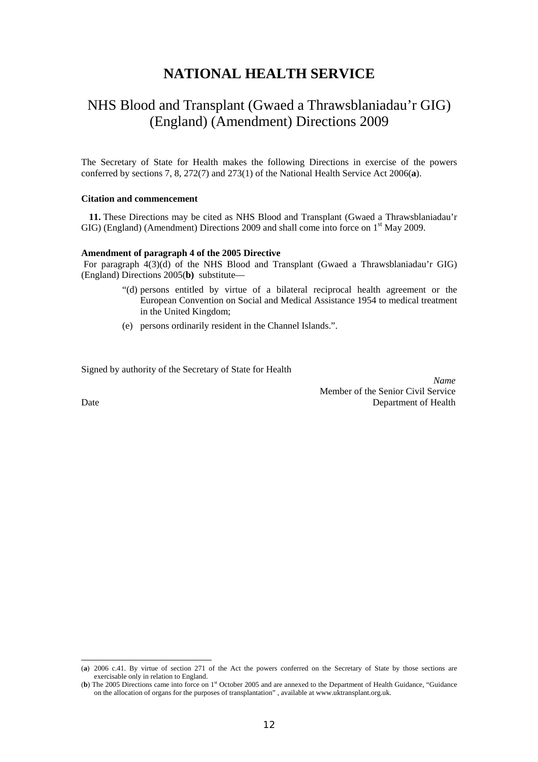# NATIONAL HEALTH SERVICE

## NHS Blood and Transplant (Gwaed a Thrawsblaniadau'r GIG) (England) (Amendment) Directions 2009

The Secretary of State for Health makes the following Directions in exercise of the powers conferred by sections 7, 8, 272(7) and 273(1) of the National Health Service Act 2006(**a**).

**Citation and commencement**

**11.** These Directions may be cited as NHS Blood and Transplant (Gwaed a Thrawsblaniadau'r GIG) (England) (Amendment) Directions 2009 and shall come into force on 1st May 2009.

**Amendment of paragraph 4 of the 2005 Directive**

For paragraph 4(3)(d) of the NHS Blood and Transplant (Gwaed a Thrawsblaniadau'r GIG) (England) Directions 2005(**b**) substitute—

> "(d) persons entitled by virtue of a bilateral reciprocal health agreement or the European Convention on Social and Medical Assistance 1954 to medical treatment in the United Kingdom;
>
> (e) persons ordinarily resident in the Channel Islands.".

Signed by authority of the Secretary of State for Health

*Name*
Member of the Senior Civil Service
Department of Health

Date

---

(**a**) 2006 c.41. By virtue of section 271 of the Act the powers conferred on the Secretary of State by those sections are exercisable only in relation to England.

(**b**) The 2005 Directions came into force on 1st October 2005 and are annexed to the Department of Health Guidance, "Guidance on the allocation of organs for the purposes of transplantation" , available at www.uktransplant.org.uk.